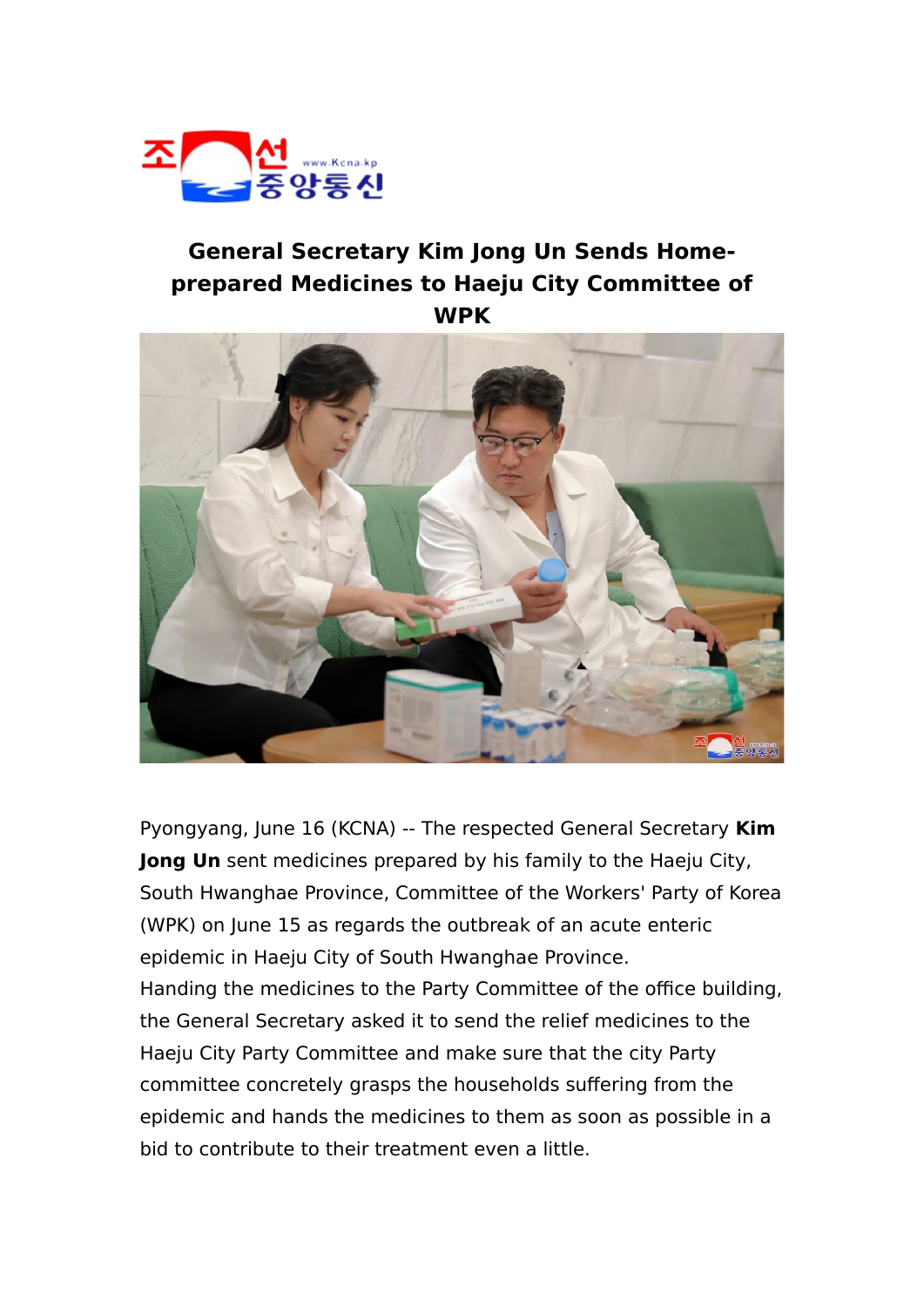# General Secretary Kim Jong Un Sends Home-prepared Medicines to Haeju City Committee of WPK

Pyongyang, June 16 (KCNA) -- The respected General Secretary **Kim Jong Un** sent medicines prepared by his family to the Haeju City, South Hwanghae Province, Committee of the Workers' Party of Korea (WPK) on June 15 as regards the outbreak of an acute enteric epidemic in Haeju City of South Hwanghae Province.

Handing the medicines to the Party Committee of the office building, the General Secretary asked it to send the relief medicines to the Haeju City Party Committee and make sure that the city Party committee concretely grasps the households suffering from the epidemic and hands the medicines to them as soon as possible in a bid to contribute to their treatment even a little.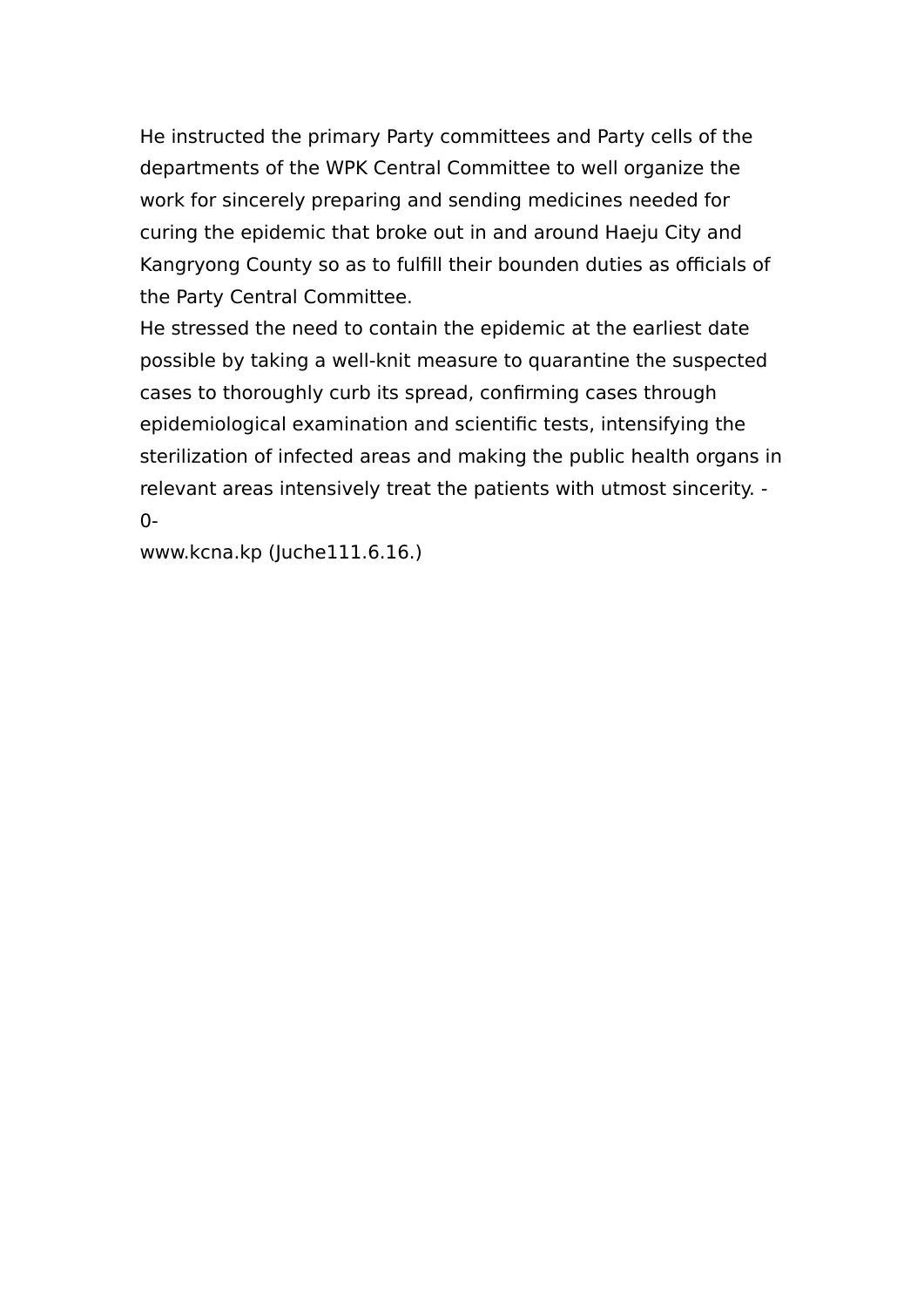He instructed the primary Party committees and Party cells of the departments of the WPK Central Committee to well organize the work for sincerely preparing and sending medicines needed for curing the epidemic that broke out in and around Haeju City and Kangryong County so as to fulfill their bounden duties as officials of the Party Central Committee.

He stressed the need to contain the epidemic at the earliest date possible by taking a well-knit measure to quarantine the suspected cases to thoroughly curb its spread, confirming cases through epidemiological examination and scientific tests, intensifying the sterilization of infected areas and making the public health organs in relevant areas intensively treat the patients with utmost sincerity. -0-

www.kcna.kp (Juche111.6.16.)